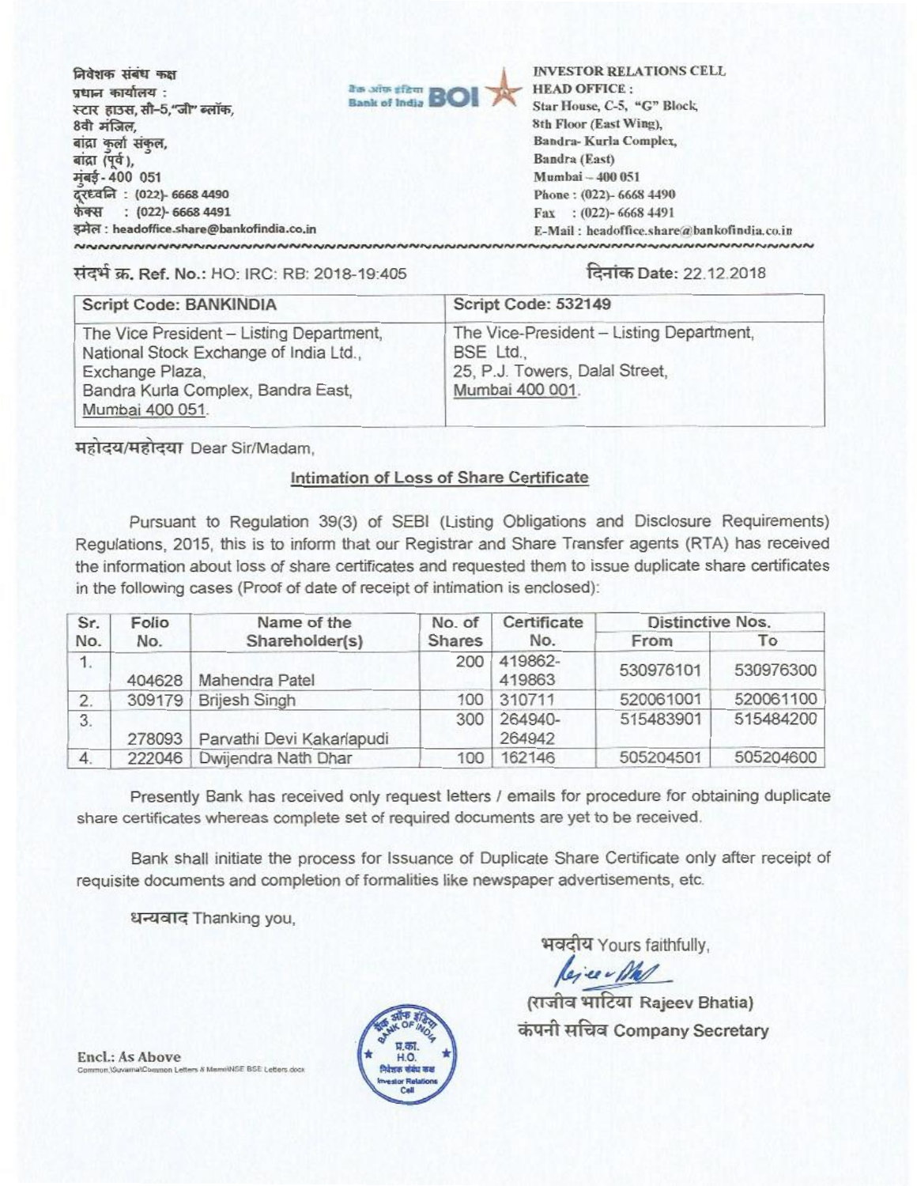निवेशक संबंध कक्ष
प्रधान कार्यालय :
स्टार हाउस, सी-5,"जी" ब्लॉक,
8वी मंजिल,
बांद्रा कुर्ला संकुल,
बांद्रा (पूर्व),
मुंबई - 400 051
दूरध्वनि : (022)- 6668 4490
फैक्स : (022)- 6668 4491
इमेल : headoffice.share@bankofindia.co.in

बैंक ऑफ इंडिया Bank of India BOI

INVESTOR RELATIONS CELL
HEAD OFFICE :
Star House, C-5, "G" Block,
8th Floor (East Wing),
Bandra- Kurla Complex,
Bandra (East)
Mumbai – 400 051
Phone : (022)- 6668 4490
Fax : (022)- 6668 4491
E-Mail : headoffice.share@bankofindia.co.in

संदर्भ क्र. Ref. No.: HO: IRC: RB: 2018-19:405

दिनांक Date: 22.12.2018

| Script Code: BANKINDIA | Script Code: 532149 |
|---|---|
| The Vice President – Listing Department, National Stock Exchange of India Ltd., Exchange Plaza, Bandra Kurla Complex, Bandra East, Mumbai 400 051. | The Vice-President – Listing Department, BSE Ltd., 25, P.J. Towers, Dalal Street, Mumbai 400 001. |

महोदय/महोदया Dear Sir/Madam,

**Intimation of Loss of Share Certificate**

Pursuant to Regulation 39(3) of SEBI (Listing Obligations and Disclosure Requirements) Regulations, 2015, this is to inform that our Registrar and Share Transfer agents (RTA) has received the information about loss of share certificates and requested them to issue duplicate share certificates in the following cases (Proof of date of receipt of intimation is enclosed):

| Sr. No. | Folio No. | Name of the Shareholder(s) | No. of Shares | Certificate No. | Distinctive Nos. | |
|---|---|---|---|---|---|---|
| | | | | | From | To |
| 1. | 404628 | Mahendra Patel | 200 | 419862-419863 | 530976101 | 530976300 |
| 2. | 309179 | Brijesh Singh | 100 | 310711 | 520061001 | 520061100 |
| 3. | 278093 | Parvathi Devi Kakarlapudi | 300 | 264940-264942 | 515483901 | 515484200 |
| 4. | 222046 | Dwijendra Nath Dhar | 100 | 162146 | 505204501 | 505204600 |

Presently Bank has received only request letters / emails for procedure for obtaining duplicate share certificates whereas complete set of required documents are yet to be received.

Bank shall initiate the process for Issuance of Duplicate Share Certificate only after receipt of requisite documents and completion of formalities like newspaper advertisements, etc.

धन्यवाद Thanking you,

भवदीय Yours faithfully,

(राजीव भाटिया Rajeev Bhatia)
कंपनी सचिव Company Secretary

Encl.: As Above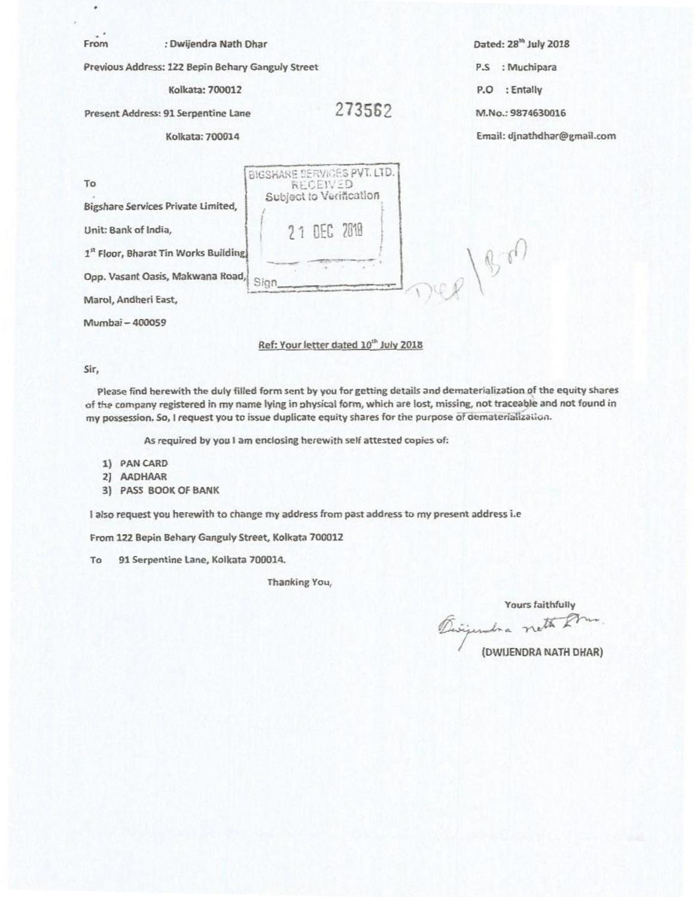From : Dwijendra Nath Dhar

Previous Address: 122 Bepin Behary Ganguly Street

Kolkata: 700012

Present Address: 91 Serpentine Lane

Kolkata: 700014

273562

Dated: 28th July 2018

P.S : Muchipara

P.O : Entally

M.No.: 9874630016

Email: djnathdhar@gmail.com

To

Bigshare Services Private Limited,

Unit: Bank of India,

1st Floor, Bharat Tin Works Building,

Opp. Vasant Oasis, Makwana Road,

Marol, Andheri East,

Mumbai – 400059

BIGSHARE SERVICES PVT. LTD.
RECEIVED
Subject to Verification
21 DEC 2018
Sign\_\_\_\_\_\_\_\_

Ref: Your letter dated 10th July 2018

Sir,

Please find herewith the duly filled form sent by you for getting details and dematerialization of the equity shares of the company registered in my name lying in physical form, which are lost, missing, not traceable and not found in my possession. So, I request you to issue duplicate equity shares for the purpose of dematerialization.

As required by you I am enclosing herewith self attested copies of:

1) PAN CARD
2) AADHAAR
3) PASS BOOK OF BANK

I also request you herewith to change my address from past address to my present address i.e

From 122 Bepin Behary Ganguly Street, Kolkata 700012

To 91 Serpentine Lane, Kolkata 700014.

Thanking You,

Yours faithfully

Dwijendra nath Dhar

(DWIJENDRA NATH DHAR)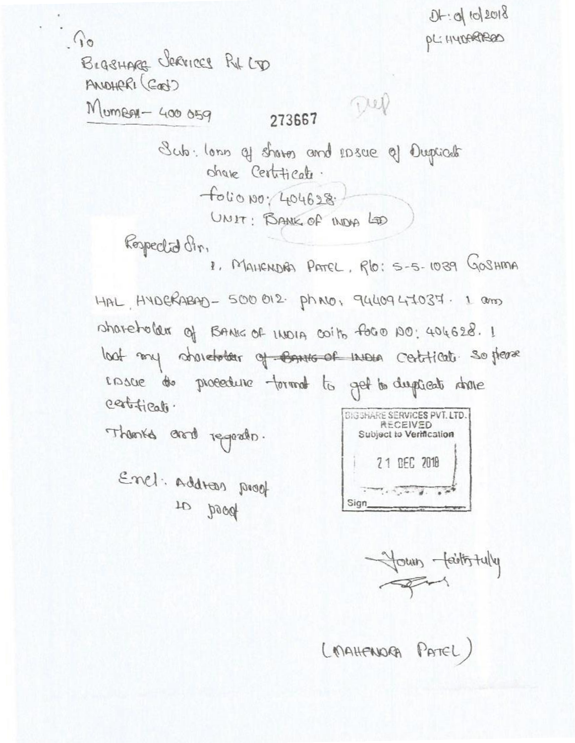Dt: 01/10/2018
PL: HYDERABAD

To
BIGSHARE SERVICES PVT LTD
ANDHERI (East)
MUMBAI – 400 059

273667

Dup

Sub: loss of shares and issue of Duplicate share Certificate.
folio No: 404628.
UNIT: BANK OF INDIA LTD

Respected Sir,

I, MAHENDRA PATEL, R/o: 5-5-1039 GOSHMA HAL, HYDERABAD – 500 012. ph No: 9440947037. I am shareholder of BANK OF INDIA with folio No: 404628. I lost my shareholder of ~~BANK OF INDIA~~ Certificate. So please issue the procedure format to get to duplicate share certificate.

Thanks and regards.

Encl: Address proof
ID proof

BIGSHARE SERVICES PVT. LTD.
RECEIVED
Subject to Verification
21 DEC 2018
Sign

Yours faithfully

(MAHENDRA PATEL)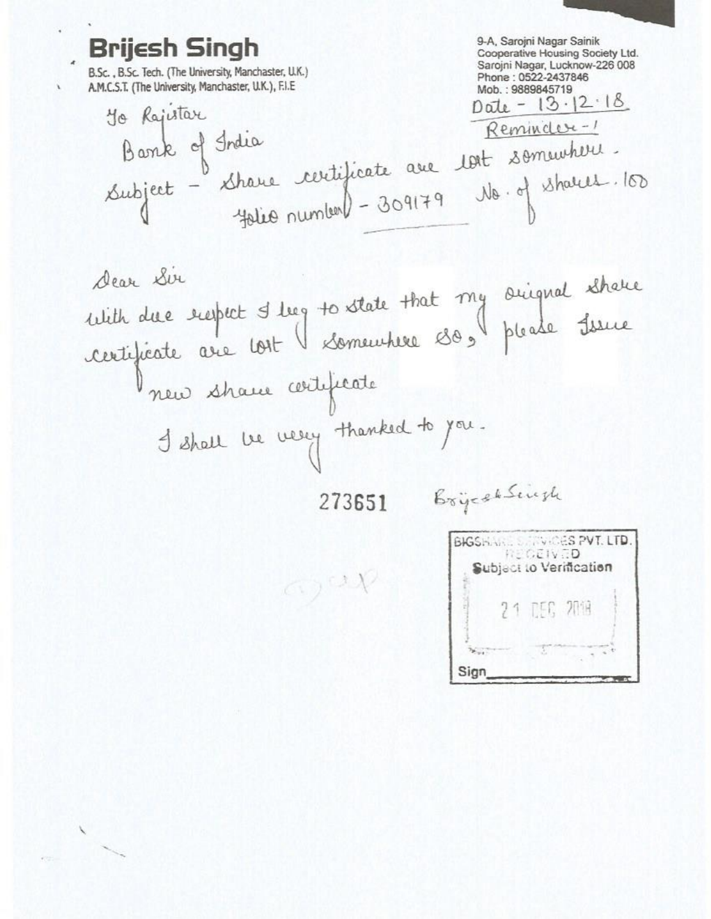# Brijesh Singh

B.Sc., B.Sc. Tech. (The University, Manchester, U.K.)
A.M.C.S.T. (The University, Manchester, U.K.), F.I.E

9-A, Sarojni Nagar Sainik
Cooperative Housing Society Ltd.
Sarojni Nagar, Lucknow-226 008
Phone : 0522-2437846
Mob. : 9889845719

Date - 13.12.18

Reminder-1

To Rajistar
Bank of India

Subject - Share certificate are lost somewhere.
Folio number - 309179 No. of shares. 100

Dear Sir

with due respect I beg to state that my orignal share certificate are lost somewhere So, please Issue new share certificate

I shall be very thanked to you.

273651

Brijesh Singh

BIGSHARE SERVICES PVT. LTD.
RECEIVED
Subject to Verification
21 DEC 2018
Sign\_\_\_\_\_\_\_\_\_\_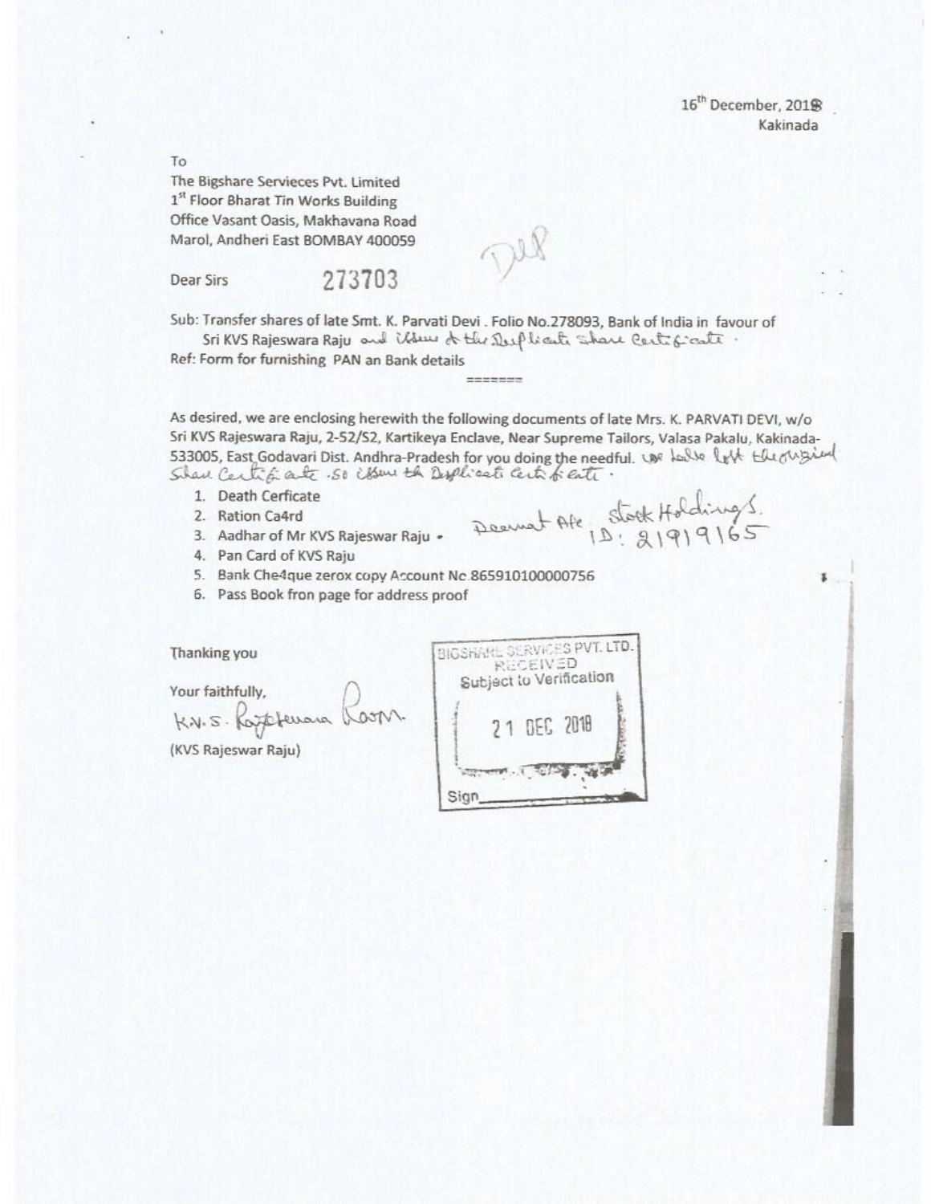16[th] December, 2018
Kakinada

To
The Bigshare Servieces Pvt. Limited
1[st] Floor Bharat Tin Works Building
Office Vasant Oasis, Makhavana Road
Marol, Andheri East BOMBAY 400059

DLP

Dear Sirs

273703

Sub: Transfer shares of late Smt. K. Parvati Devi . Folio No.278093, Bank of India in favour of Sri KVS Rajeswara Raju and issue of the Duplicate share Certificate.
Ref: Form for furnishing PAN an Bank details

=======

As desired, we are enclosing herewith the following documents of late Mrs. K. PARVATI DEVI, w/o Sri KVS Rajeswara Raju, 2-52/S2, Kartikeya Enclave, Near Supreme Tailors, Valasa Pakalu, Kakinada-533005, East Godavari Dist. Andhra-Pradesh for you doing the needful. We have lost the original Share Certificate. So issue the Duplicate Certificate.

1. Death Cerficate
2. Ration Ca4rd
3. Aadhar of Mr KVS Rajeswar Raju
4. Pan Card of KVS Raju
5. Bank Che4que zerox copy Account No.865910100000756
6. Pass Book fron page for address proof

Demat A/c. Stock Holdings. ID: 21919165

Thanking you

Your faithfully,
K.V.S. Rajeswara Raju.
(KVS Rajeswar Raju)

BIGSHARE SERVICES PVT. LTD.
RECEIVED
Subject to Verification
21 DEC 2018
Sign